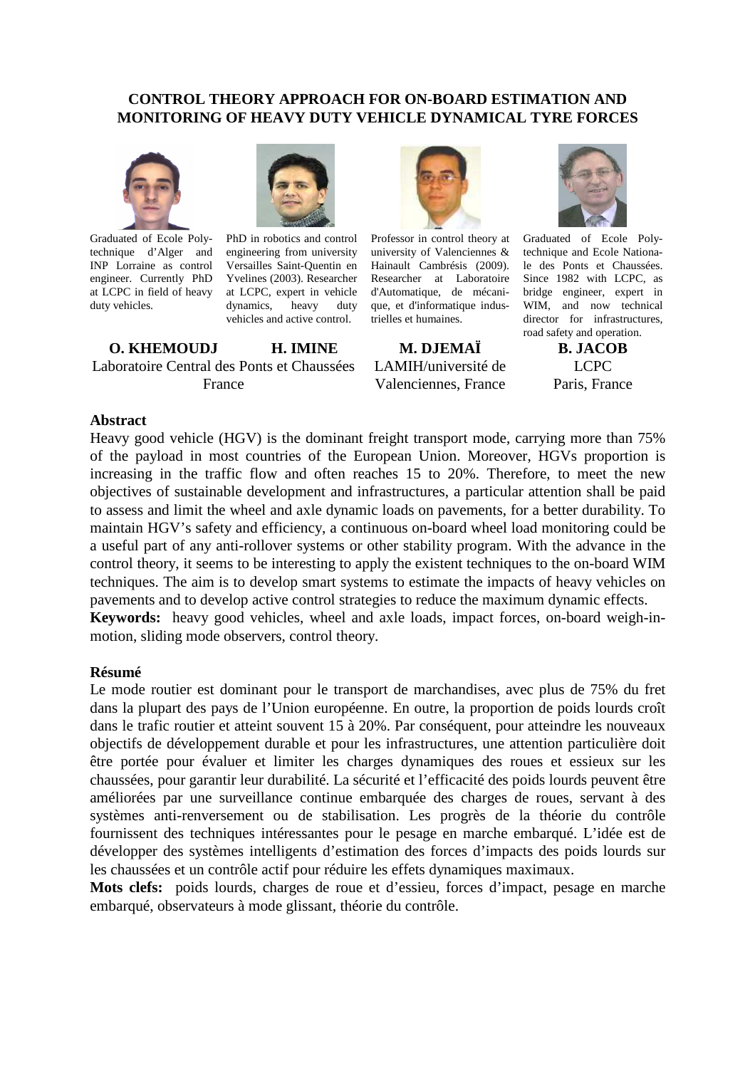# CONTROL THEORY APPROACH FOR ON-BOARD ESTIMATION AND MONITORING OF HEAVY DUTY VEHICLE DYNAMICAL TYRE FORCES

Graduated of Ecole Polytechnique d'Alger and INP Lorraine as control engineer. Currently PhD at LCPC in field of heavy duty vehicles.

PhD in robotics and control engineering from university Versailles Saint-Quentin en Yvelines (2003). Researcher at LCPC, expert in vehicle dynamics, heavy duty vehicles and active control.

Professor in control theory at university of Valenciennes & Hainault Cambrésis (2009). Researcher at Laboratoire d'Automatique, de mécanique, et d'informatique industrielles et humaines.

Graduated of Ecole Polytechnique and Ecole Nationale des Ponts et Chaussées. Since 1982 with LCPC, as bridge engineer, expert in WIM, and now technical director for infrastructures, road safety and operation.

**O. KHEMOUDJ** **H. IMINE**
Laboratoire Central des Ponts et Chaussées
France

**M. DJEMAÏ**
LAMIH/université de Valenciennes, France

**B. JACOB**
LCPC
Paris, France

**Abstract**

Heavy good vehicle (HGV) is the dominant freight transport mode, carrying more than 75% of the payload in most countries of the European Union. Moreover, HGVs proportion is increasing in the traffic flow and often reaches 15 to 20%. Therefore, to meet the new objectives of sustainable development and infrastructures, a particular attention shall be paid to assess and limit the wheel and axle dynamic loads on pavements, for a better durability. To maintain HGV's safety and efficiency, a continuous on-board wheel load monitoring could be a useful part of any anti-rollover systems or other stability program. With the advance in the control theory, it seems to be interesting to apply the existent techniques to the on-board WIM techniques. The aim is to develop smart systems to estimate the impacts of heavy vehicles on pavements and to develop active control strategies to reduce the maximum dynamic effects.

**Keywords:** heavy good vehicles, wheel and axle loads, impact forces, on-board weigh-in-motion, sliding mode observers, control theory.

**Résumé**

Le mode routier est dominant pour le transport de marchandises, avec plus de 75% du fret dans la plupart des pays de l'Union européenne. En outre, la proportion de poids lourds croît dans le trafic routier et atteint souvent 15 à 20%. Par conséquent, pour atteindre les nouveaux objectifs de développement durable et pour les infrastructures, une attention particulière doit être portée pour évaluer et limiter les charges dynamiques des roues et essieux sur les chaussées, pour garantir leur durabilité. La sécurité et l'efficacité des poids lourds peuvent être améliorées par une surveillance continue embarquée des charges de roues, servant à des systèmes anti-renversement ou de stabilisation. Les progrès de la théorie du contrôle fournissent des techniques intéressantes pour le pesage en marche embarqué. L'idée est de développer des systèmes intelligents d'estimation des forces d'impacts des poids lourds sur les chaussées et un contrôle actif pour réduire les effets dynamiques maximaux.

**Mots clefs:** poids lourds, charges de roue et d'essieu, forces d'impact, pesage en marche embarqué, observateurs à mode glissant, théorie du contrôle.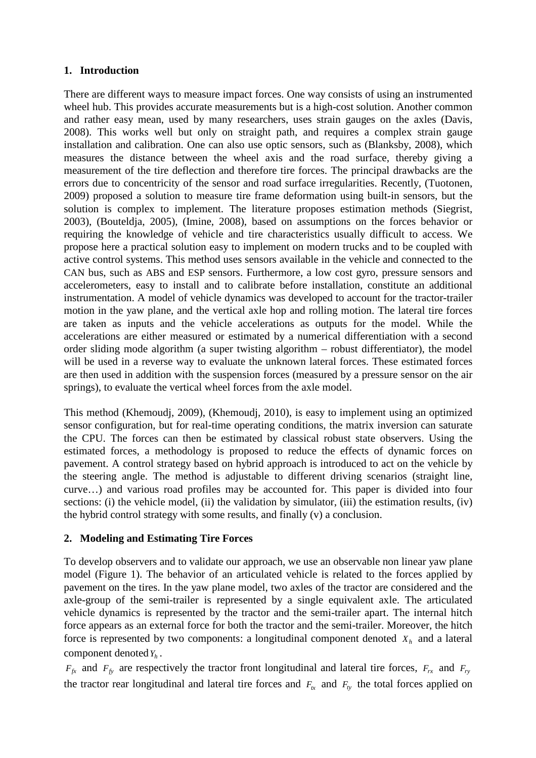## 1. Introduction

There are different ways to measure impact forces. One way consists of using an instrumented wheel hub. This provides accurate measurements but is a high-cost solution. Another common and rather easy mean, used by many researchers, uses strain gauges on the axles (Davis, 2008). This works well but only on straight path, and requires a complex strain gauge installation and calibration. One can also use optic sensors, such as (Blanksby, 2008), which measures the distance between the wheel axis and the road surface, thereby giving a measurement of the tire deflection and therefore tire forces. The principal drawbacks are the errors due to concentricity of the sensor and road surface irregularities. Recently, (Tuotonen, 2009) proposed a solution to measure tire frame deformation using built-in sensors, but the solution is complex to implement. The literature proposes estimation methods (Siegrist, 2003), (Bouteldja, 2005), (Imine, 2008), based on assumptions on the forces behavior or requiring the knowledge of vehicle and tire characteristics usually difficult to access. We propose here a practical solution easy to implement on modern trucks and to be coupled with active control systems. This method uses sensors available in the vehicle and connected to the CAN bus, such as ABS and ESP sensors. Furthermore, a low cost gyro, pressure sensors and accelerometers, easy to install and to calibrate before installation, constitute an additional instrumentation. A model of vehicle dynamics was developed to account for the tractor-trailer motion in the yaw plane, and the vertical axle hop and rolling motion. The lateral tire forces are taken as inputs and the vehicle accelerations as outputs for the model. While the accelerations are either measured or estimated by a numerical differentiation with a second order sliding mode algorithm (a super twisting algorithm – robust differentiator), the model will be used in a reverse way to evaluate the unknown lateral forces. These estimated forces are then used in addition with the suspension forces (measured by a pressure sensor on the air springs), to evaluate the vertical wheel forces from the axle model.

This method (Khemoudj, 2009), (Khemoudj, 2010), is easy to implement using an optimized sensor configuration, but for real-time operating conditions, the matrix inversion can saturate the CPU. The forces can then be estimated by classical robust state observers. Using the estimated forces, a methodology is proposed to reduce the effects of dynamic forces on pavement. A control strategy based on hybrid approach is introduced to act on the vehicle by the steering angle. The method is adjustable to different driving scenarios (straight line, curve…) and various road profiles may be accounted for. This paper is divided into four sections: (i) the vehicle model, (ii) the validation by simulator, (iii) the estimation results, (iv) the hybrid control strategy with some results, and finally (v) a conclusion.

## 2. Modeling and Estimating Tire Forces

To develop observers and to validate our approach, we use an observable non linear yaw plane model (Figure 1). The behavior of an articulated vehicle is related to the forces applied by pavement on the tires. In the yaw plane model, two axles of the tractor are considered and the axle-group of the semi-trailer is represented by a single equivalent axle. The articulated vehicle dynamics is represented by the tractor and the semi-trailer apart. The internal hitch force appears as an external force for both the tractor and the semi-trailer. Moreover, the hitch force is represented by two components: a longitudinal component denoted $X_h$ and a lateral component denoted $Y_h$.

$F_{fx}$ and $F_{fy}$ are respectively the tractor front longitudinal and lateral tire forces, $F_{rx}$ and $F_{ry}$ the tractor rear longitudinal and lateral tire forces and $F_{tx}$ and $F_{ty}$ the total forces applied on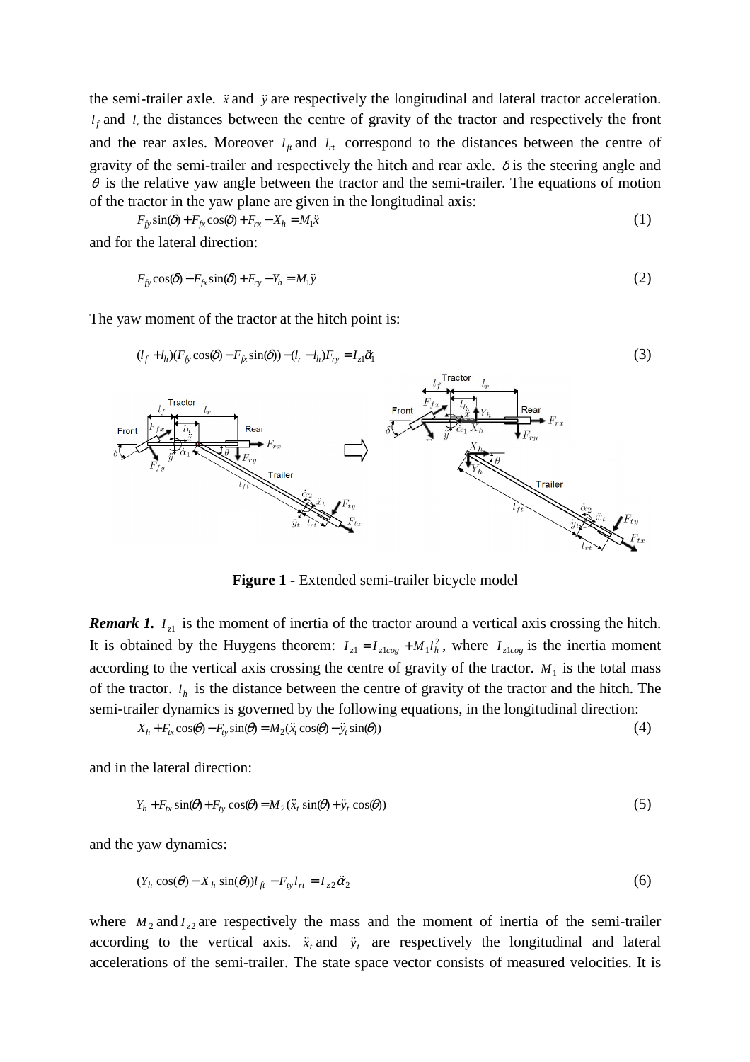the semi-trailer axle. $\ddot{x}$ and $\ddot{y}$ are respectively the longitudinal and lateral tractor acceleration. $l_f$ and $l_r$ the distances between the centre of gravity of the tractor and respectively the front and the rear axles. Moreover $l_{ft}$ and $l_{rt}$ correspond to the distances between the centre of gravity of the semi-trailer and respectively the hitch and rear axle. $\delta$ is the steering angle and $\theta$ is the relative yaw angle between the tractor and the semi-trailer. The equations of motion of the tractor in the yaw plane are given in the longitudinal axis:

$$F_{fy}\sin(\delta)+F_{fx}\cos(\delta)+F_{rx}-X_h=M_1\ddot{x} \tag{1}$$

and for the lateral direction:

$$F_{fy}\cos(\delta)-F_{fx}\sin(\delta)+F_{ry}-Y_h=M_1\ddot{y} \tag{2}$$

The yaw moment of the tractor at the hitch point is:

$$(l_f+l_h)(F_{fy}\cos(\delta)-F_{fx}\sin(\delta))-(l_r-l_h)F_{ry}=I_{z1}\ddot{\alpha}_1 \tag{3}$$

**Figure 1 -** Extended semi-trailer bicycle model

***Remark 1.*** $I_{z1}$ is the moment of inertia of the tractor around a vertical axis crossing the hitch. It is obtained by the Huygens theorem: $I_{z1}=I_{z1cog}+M_1 l_h^2$, where $I_{z1cog}$ is the inertia moment according to the vertical axis crossing the centre of gravity of the tractor. $M_1$ is the total mass of the tractor. $l_h$ is the distance between the centre of gravity of the tractor and the hitch. The semi-trailer dynamics is governed by the following equations, in the longitudinal direction:

$$X_h+F_{tx}\cos(\theta)-F_{ty}\sin(\theta)=M_2(\ddot{x}_t\cos(\theta)-\ddot{y}_t\sin(\theta)) \tag{4}$$

and in the lateral direction:

$$Y_h+F_{tx}\sin(\theta)+F_{ty}\cos(\theta)=M_2(\ddot{x}_t\sin(\theta)+\ddot{y}_t\cos(\theta)) \tag{5}$$

and the yaw dynamics:

$$(Y_h\cos(\theta)-X_h\sin(\theta))l_{ft}-F_{ty}l_{rt}=I_{z2}\ddot{\alpha}_2 \tag{6}$$

where $M_2$ and $I_{z2}$ are respectively the mass and the moment of inertia of the semi-trailer according to the vertical axis. $\ddot{x}_t$ and $\ddot{y}_t$ are respectively the longitudinal and lateral accelerations of the semi-trailer. The state space vector consists of measured velocities. It is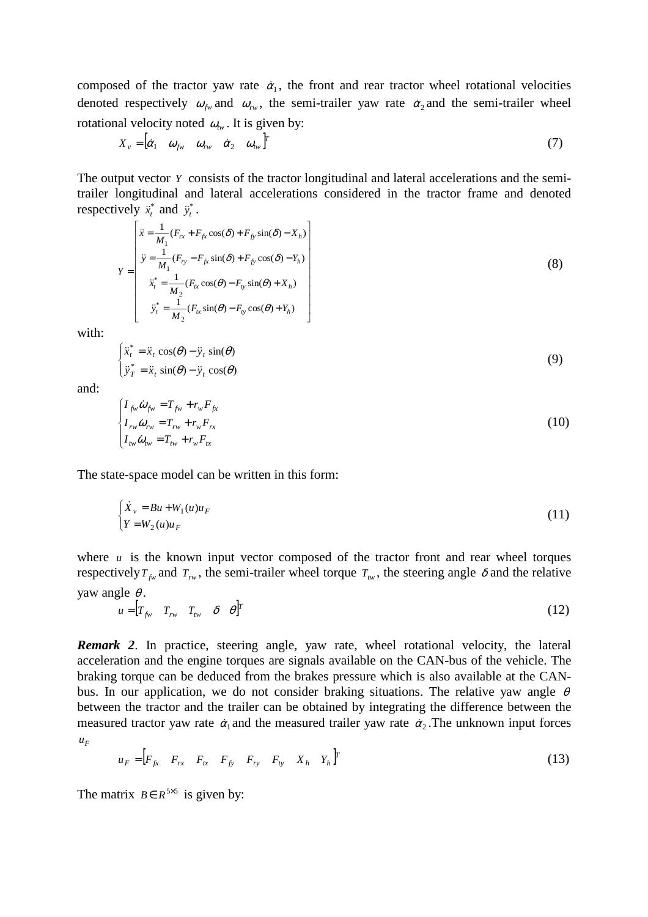composed of the tractor yaw rate $\dot{\alpha}_1$, the front and rear tractor wheel rotational velocities denoted respectively $\omega_{fw}$ and $\omega_{rw}$, the semi-trailer yaw rate $\dot{\alpha}_2$ and the semi-trailer wheel rotational velocity noted $\omega_{tw}$. It is given by:

$$X_v = \begin{bmatrix} \dot{\alpha}_1 & \omega_{fw} & \omega_{rw} & \dot{\alpha}_2 & \omega_{tw} \end{bmatrix}^T \tag{7}$$

The output vector $Y$ consists of the tractor longitudinal and lateral accelerations and the semi-trailer longitudinal and lateral accelerations considered in the tractor frame and denoted respectively $\ddot{x}_t^*$ and $\ddot{y}_t^*$.

$$Y = \begin{bmatrix} \ddot{x} = \dfrac{1}{M_1}(F_{rx} + F_{fx}\cos(\delta) + F_{fy}\sin(\delta) - X_h) \\ \ddot{y} = \dfrac{1}{M_1}(F_{ry} - F_{fx}\sin(\delta) + F_{fy}\cos(\delta) - Y_h) \\ \ddot{x}_t^* = \dfrac{1}{M_2}(F_{tx}\cos(\theta) - F_{ty}\sin(\theta) + X_h) \\ \ddot{y}_t^* = \dfrac{1}{M_2}(F_{tx}\sin(\theta) - F_{ty}\cos(\theta) + Y_h) \end{bmatrix} \tag{8}$$

with:

$$\begin{cases} \ddot{x}_t^* = \ddot{x}_t\cos(\theta) - \ddot{y}_t\sin(\theta) \\ \ddot{y}_T^* = \ddot{x}_t\sin(\theta) - \ddot{y}_t\cos(\theta) \end{cases} \tag{9}$$

and:

$$\begin{cases} I_{fw}\dot{\omega}_{fw} = T_{fw} + r_w F_{fx} \\ I_{rw}\dot{\omega}_{rw} = T_{rw} + r_w F_{rx} \\ I_{tw}\dot{\omega}_{tw} = T_{tw} + r_w F_{tx} \end{cases} \tag{10}$$

The state-space model can be written in this form:

$$\begin{cases} \dot{X}_v = Bu + W_1(u)u_F \\ Y = W_2(u)u_F \end{cases} \tag{11}$$

where $u$ is the known input vector composed of the tractor front and rear wheel torques respectively $T_{fw}$ and $T_{rw}$, the semi-trailer wheel torque $T_{tw}$, the steering angle $\delta$ and the relative yaw angle $\theta$.

$$u = \begin{bmatrix} T_{fw} & T_{rw} & T_{tw} & \delta & \theta \end{bmatrix}^T \tag{12}$$

***Remark 2***. In practice, steering angle, yaw rate, wheel rotational velocity, the lateral acceleration and the engine torques are signals available on the CAN-bus of the vehicle. The braking torque can be deduced from the brakes pressure which is also available at the CAN-bus. In our application, we do not consider braking situations. The relative yaw angle $\theta$ between the tractor and the trailer can be obtained by integrating the difference between the measured tractor yaw rate $\dot{\alpha}_1$ and the measured trailer yaw rate $\dot{\alpha}_2$. The unknown input forces $u_F$

$$u_F = \begin{bmatrix} F_{fx} & F_{rx} & F_{tx} & F_{fy} & F_{ry} & F_{ty} & X_h & Y_h \end{bmatrix}^T \tag{13}$$

The matrix $B \in R^{5\times 5}$ is given by: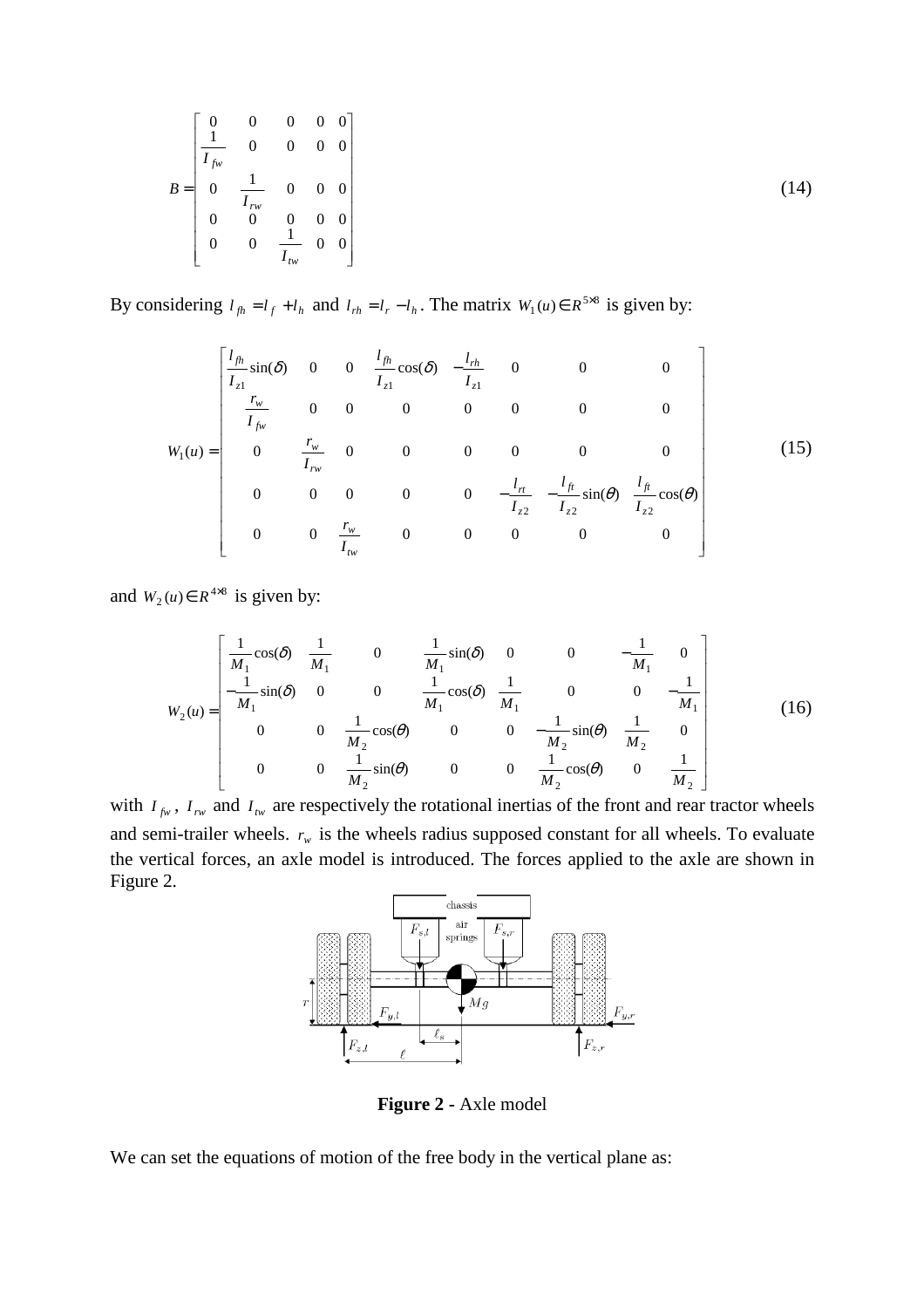$$B = \begin{bmatrix} 0 & 0 & 0 & 0 & 0 \\ \frac{1}{I_{fw}} & 0 & 0 & 0 & 0 \\ 0 & \frac{1}{I_{rw}} & 0 & 0 & 0 \\ 0 & 0 & 0 & 0 & 0 \\ 0 & 0 & \frac{1}{I_{tw}} & 0 & 0 \end{bmatrix} \tag{14}$$

By considering $l_{fh} = l_f + l_h$ and $l_{rh} = l_r - l_h$. The matrix $W_1(u) \in R^{5 \times 8}$ is given by:

$$W_1(u) = \begin{bmatrix} \frac{l_{fh}}{I_{z1}}\sin(\delta) & 0 & 0 & \frac{l_{fh}}{I_{z1}}\cos(\delta) & -\frac{l_{rh}}{I_{z1}} & 0 & 0 & 0 \\ \frac{r_w}{I_{fw}} & 0 & 0 & 0 & 0 & 0 & 0 & 0 \\ 0 & \frac{r_w}{I_{rw}} & 0 & 0 & 0 & 0 & 0 & 0 \\ 0 & 0 & 0 & 0 & 0 & -\frac{l_{rt}}{I_{z2}} & -\frac{l_{ft}}{I_{z2}}\sin(\theta) & \frac{l_{ft}}{I_{z2}}\cos(\theta) \\ 0 & 0 & \frac{r_w}{I_{tw}} & 0 & 0 & 0 & 0 & 0 \end{bmatrix} \tag{15}$$

and $W_2(u) \in R^{4 \times 8}$ is given by:

$$W_2(u) = \begin{bmatrix} \frac{1}{M_1}\cos(\delta) & \frac{1}{M_1} & 0 & \frac{1}{M_1}\sin(\delta) & 0 & 0 & -\frac{1}{M_1} & 0 \\ -\frac{1}{M_1}\sin(\delta) & 0 & 0 & \frac{1}{M_1}\cos(\delta) & \frac{1}{M_1} & 0 & 0 & -\frac{1}{M_1} \\ 0 & 0 & \frac{1}{M_2}\cos(\theta) & 0 & 0 & -\frac{1}{M_2}\sin(\theta) & \frac{1}{M_2} & 0 \\ 0 & 0 & \frac{1}{M_2}\sin(\theta) & 0 & 0 & \frac{1}{M_2}\cos(\theta) & 0 & \frac{1}{M_2} \end{bmatrix} \tag{16}$$

with $I_{fw}$, $I_{rw}$ and $I_{tw}$ are respectively the rotational inertias of the front and rear tractor wheels and semi-trailer wheels. $r_w$ is the wheels radius supposed constant for all wheels. To evaluate the vertical forces, an axle model is introduced. The forces applied to the axle are shown in Figure 2.

**Figure 2** - Axle model

We can set the equations of motion of the free body in the vertical plane as: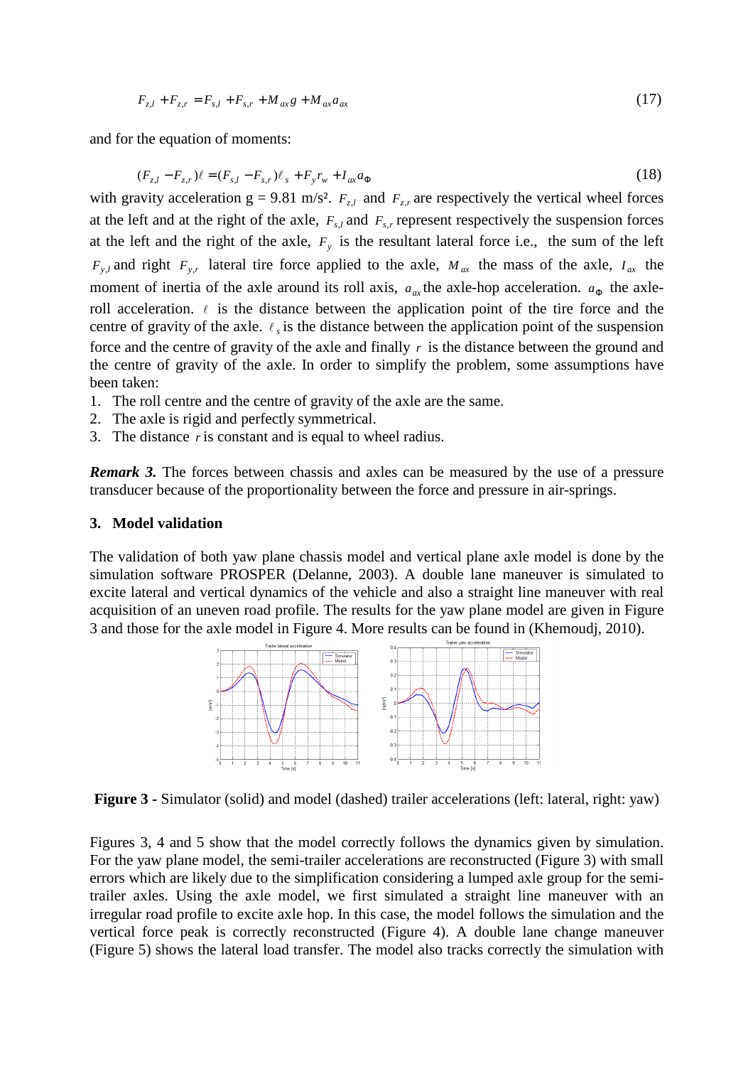$$F_{z,l} + F_{z,r} = F_{s,l} + F_{s,r} + M_{ax} g + M_{ax} a_{ax} \tag{17}$$

and for the equation of moments:

$$(F_{z,l} - F_{z,r})\ell = (F_{s,l} - F_{s,r})\ell_s + F_y r_w + I_{ax} a_{\Phi} \tag{18}$$

with gravity acceleration g = 9.81 m/s². $F_{z,l}$ and $F_{z,r}$ are respectively the vertical wheel forces at the left and at the right of the axle, $F_{s,l}$ and $F_{s,r}$ represent respectively the suspension forces at the left and the right of the axle, $F_y$ is the resultant lateral force i.e., the sum of the left $F_{y,l}$ and right $F_{y,r}$ lateral tire force applied to the axle, $M_{ax}$ the mass of the axle, $I_{ax}$ the moment of inertia of the axle around its roll axis, $a_{ax}$ the axle-hop acceleration. $a_{\Phi}$ the axle-roll acceleration. $\ell$ is the distance between the application point of the tire force and the centre of gravity of the axle. $\ell_s$ is the distance between the application point of the suspension force and the centre of gravity of the axle and finally $r$ is the distance between the ground and the centre of gravity of the axle. In order to simplify the problem, some assumptions have been taken:

1. The roll centre and the centre of gravity of the axle are the same.
2. The axle is rigid and perfectly symmetrical.
3. The distance $r$ is constant and is equal to wheel radius.

***Remark 3.*** The forces between chassis and axles can be measured by the use of a pressure transducer because of the proportionality between the force and pressure in air-springs.

## 3. Model validation

The validation of both yaw plane chassis model and vertical plane axle model is done by the simulation software PROSPER (Delanne, 2003). A double lane maneuver is simulated to excite lateral and vertical dynamics of the vehicle and also a straight line maneuver with real acquisition of an uneven road profile. The results for the yaw plane model are given in Figure 3 and those for the axle model in Figure 4. More results can be found in (Khemoudj, 2010).

**Figure 3 -** Simulator (solid) and model (dashed) trailer accelerations (left: lateral, right: yaw)

Figures 3, 4 and 5 show that the model correctly follows the dynamics given by simulation. For the yaw plane model, the semi-trailer accelerations are reconstructed (Figure 3) with small errors which are likely due to the simplification considering a lumped axle group for the semi-trailer axles. Using the axle model, we first simulated a straight line maneuver with an irregular road profile to excite axle hop. In this case, the model follows the simulation and the vertical force peak is correctly reconstructed (Figure 4). A double lane change maneuver (Figure 5) shows the lateral load transfer. The model also tracks correctly the simulation with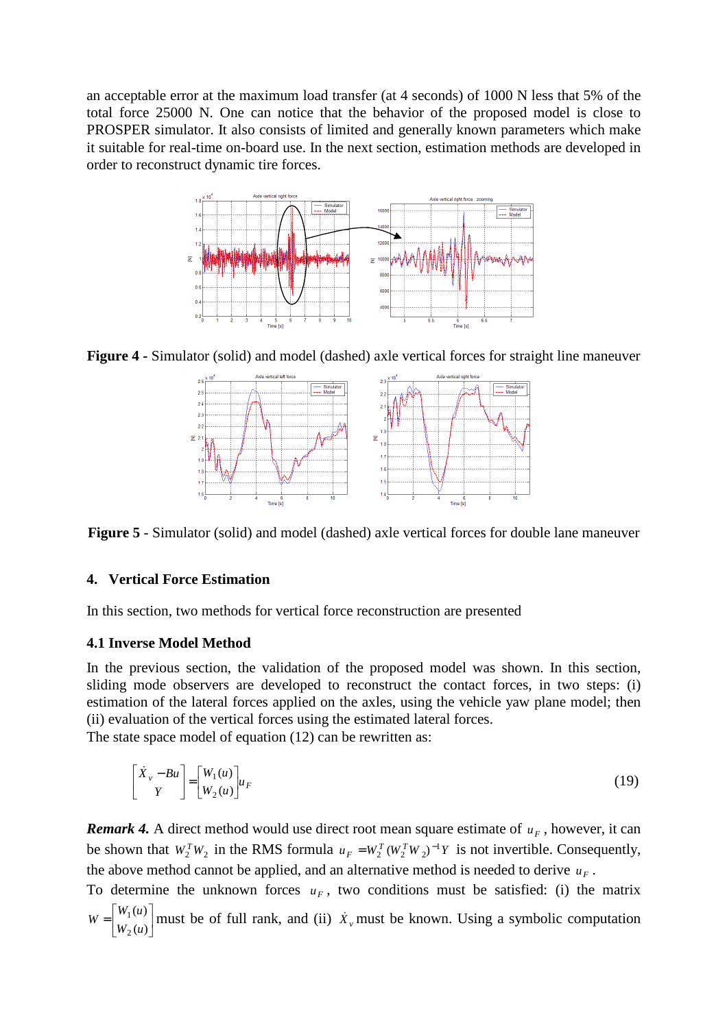an acceptable error at the maximum load transfer (at 4 seconds) of 1000 N less that 5% of the total force 25000 N. One can notice that the behavior of the proposed model is close to PROSPER simulator. It also consists of limited and generally known parameters which make it suitable for real-time on-board use. In the next section, estimation methods are developed in order to reconstruct dynamic tire forces.

**Figure 4** - Simulator (solid) and model (dashed) axle vertical forces for straight line maneuver

**Figure 5** - Simulator (solid) and model (dashed) axle vertical forces for double lane maneuver

## 4. Vertical Force Estimation

In this section, two methods for vertical force reconstruction are presented

### 4.1 Inverse Model Method

In the previous section, the validation of the proposed model was shown. In this section, sliding mode observers are developed to reconstruct the contact forces, in two steps: (i) estimation of the lateral forces applied on the axles, using the vehicle yaw plane model; then (ii) evaluation of the vertical forces using the estimated lateral forces.

The state space model of equation (12) can be rewritten as:

$$\begin{bmatrix} \dot{X}_v - Bu \\ Y \end{bmatrix} = \begin{bmatrix} W_1(u) \\ W_2(u) \end{bmatrix} u_F \tag{19}$$

***Remark 4.*** A direct method would use direct root mean square estimate of $u_F$, however, it can be shown that $W_2^T W_2$ in the RMS formula $u_F = W_2^T (W_2^T W_2)^{-1} Y$ is not invertible. Consequently, the above method cannot be applied, and an alternative method is needed to derive $u_F$.

To determine the unknown forces $u_F$, two conditions must be satisfied: (i) the matrix $W = \begin{bmatrix} W_1(u) \\ W_2(u) \end{bmatrix}$ must be of full rank, and (ii) $\dot{X}_v$ must be known. Using a symbolic computation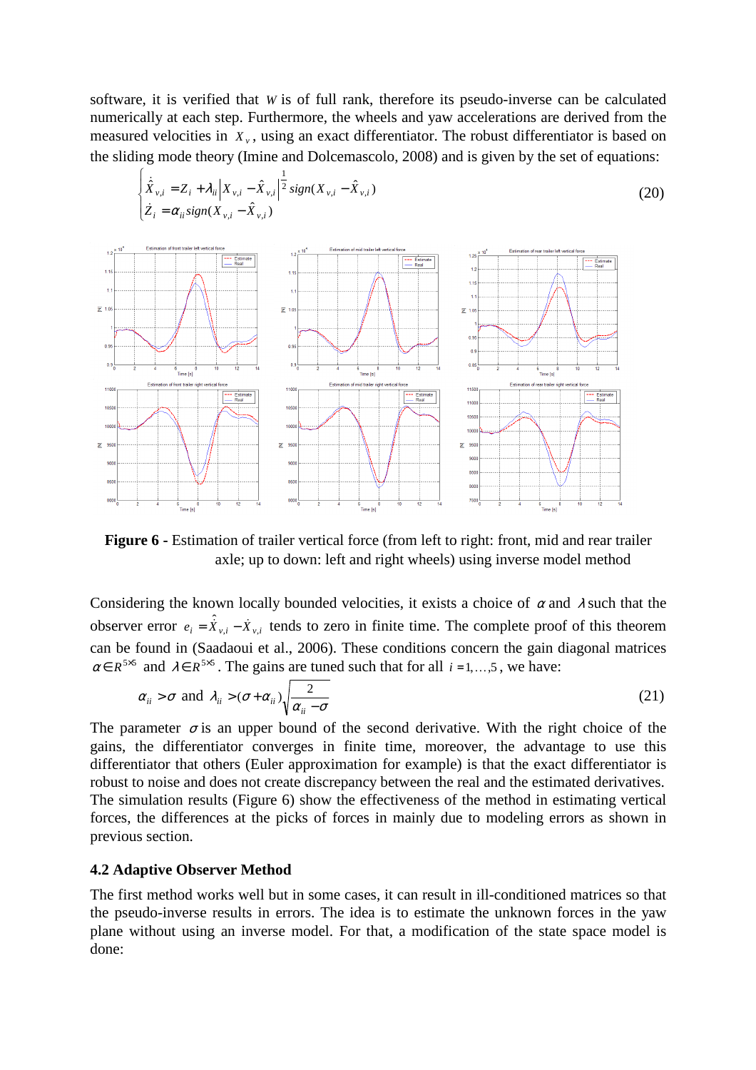software, it is verified that $W$ is of full rank, therefore its pseudo-inverse can be calculated numerically at each step. Furthermore, the wheels and yaw accelerations are derived from the measured velocities in $X_v$, using an exact differentiator. The robust differentiator is based on the sliding mode theory (Imine and Dolcemascolo, 2008) and is given by the set of equations:

$$\begin{cases} \dot{\hat{X}}_{v,i} = Z_i + \lambda_{ii} \left| X_{v,i} - \hat{X}_{v,i} \right|^{\frac{1}{2}} sign(X_{v,i} - \hat{X}_{v,i}) \\ \dot{Z}_i = \alpha_{ii} sign(X_{v,i} - \hat{X}_{v,i}) \end{cases} \quad (20)$$

**Figure 6 -** Estimation of trailer vertical force (from left to right: front, mid and rear trailer axle; up to down: left and right wheels) using inverse model method

Considering the known locally bounded velocities, it exists a choice of $\alpha$ and $\lambda$ such that the observer error $e_i = \dot{\hat{X}}_{v,i} - \dot{X}_{v,i}$ tends to zero in finite time. The complete proof of this theorem can be found in (Saadaoui et al., 2006). These conditions concern the gain diagonal matrices $\alpha \in R^{5\times5}$ and $\lambda \in R^{5\times5}$. The gains are tuned such that for all $i = 1,\ldots,5$, we have:

$$\alpha_{ii} > \sigma \text{ and } \lambda_{ii} > (\sigma + \alpha_{ii}) \sqrt{\frac{2}{\alpha_{ii} - \sigma}} \quad (21)$$

The parameter $\sigma$ is an upper bound of the second derivative. With the right choice of the gains, the differentiator converges in finite time, moreover, the advantage to use this differentiator that others (Euler approximation for example) is that the exact differentiator is robust to noise and does not create discrepancy between the real and the estimated derivatives. The simulation results (Figure 6) show the effectiveness of the method in estimating vertical forces, the differences at the picks of forces in mainly due to modeling errors as shown in previous section.

### 4.2 Adaptive Observer Method

The first method works well but in some cases, it can result in ill-conditioned matrices so that the pseudo-inverse results in errors. The idea is to estimate the unknown forces in the yaw plane without using an inverse model. For that, a modification of the state space model is done: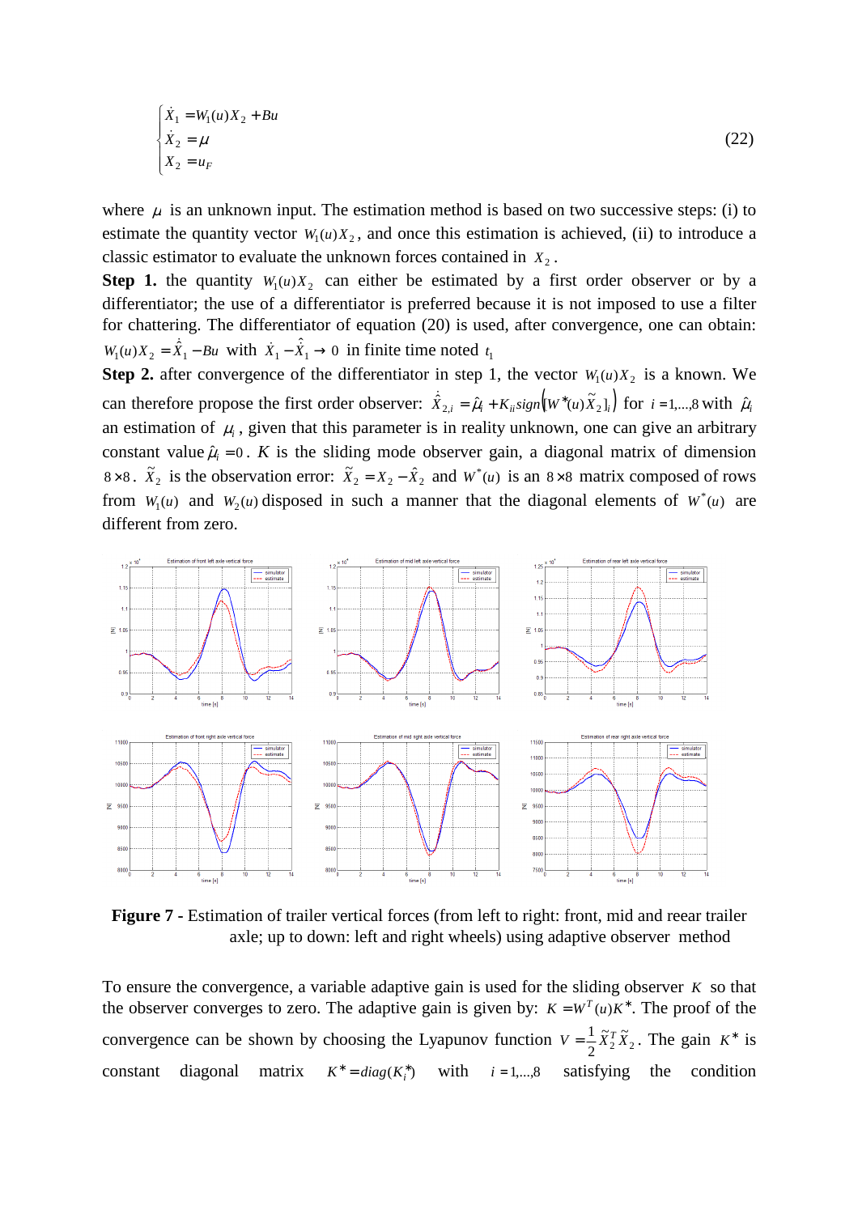$$
\begin{cases}
\dot{X}_1 = W_1(u) X_2 + Bu \\
\dot{X}_2 = \mu \\
X_2 = u_F
\end{cases}
\tag{22}
$$

where $\mu$ is an unknown input. The estimation method is based on two successive steps: (i) to estimate the quantity vector $W_1(u)X_2$, and once this estimation is achieved, (ii) to introduce a classic estimator to evaluate the unknown forces contained in $X_2$.

**Step 1.** the quantity $W_1(u)X_2$ can either be estimated by a first order observer or by a differentiator; the use of a differentiator is preferred because it is not imposed to use a filter for chattering. The differentiator of equation (20) is used, after convergence, one can obtain: $W_1(u)X_2 = \dot{\hat{X}}_1 - Bu$ with $\dot{X}_1 - \dot{\hat{X}}_1 \rightarrow 0$ in finite time noted $t_1$

**Step 2.** after convergence of the differentiator in step 1, the vector $W_1(u)X_2$ is a known. We can therefore propose the first order observer: $\dot{\hat{X}}_{2,i} = \hat{\mu}_i + K_{ii} sign\left( [W^*(u)\tilde{X}_2]_i \right)$ for $i = 1,\ldots,8$ with $\hat{\mu}_i$ an estimation of $\mu_i$, given that this parameter is in reality unknown, one can give an arbitrary constant value $\hat{\mu}_i = 0$. $K$ is the sliding mode observer gain, a diagonal matrix of dimension $8 \times 8$. $\tilde{X}_2$ is the observation error: $\tilde{X}_2 = X_2 - \hat{X}_2$ and $W^*(u)$ is an $8 \times 8$ matrix composed of rows from $W_1(u)$ and $W_2(u)$ disposed in such a manner that the diagonal elements of $W^*(u)$ are different from zero.

**Figure 7** - Estimation of trailer vertical forces (from left to right: front, mid and reear trailer axle; up to down: left and right wheels) using adaptive observer method

To ensure the convergence, a variable adaptive gain is used for the sliding observer $K$ so that the observer converges to zero. The adaptive gain is given by: $K = W^T(u)K^*$. The proof of the convergence can be shown by choosing the Lyapunov function $V = \frac{1}{2}\tilde{X}_2^T \tilde{X}_2$. The gain $K^*$ is constant diagonal matrix $K^* = diag(K_i^*)$ with $i = 1,\ldots,8$ satisfying the condition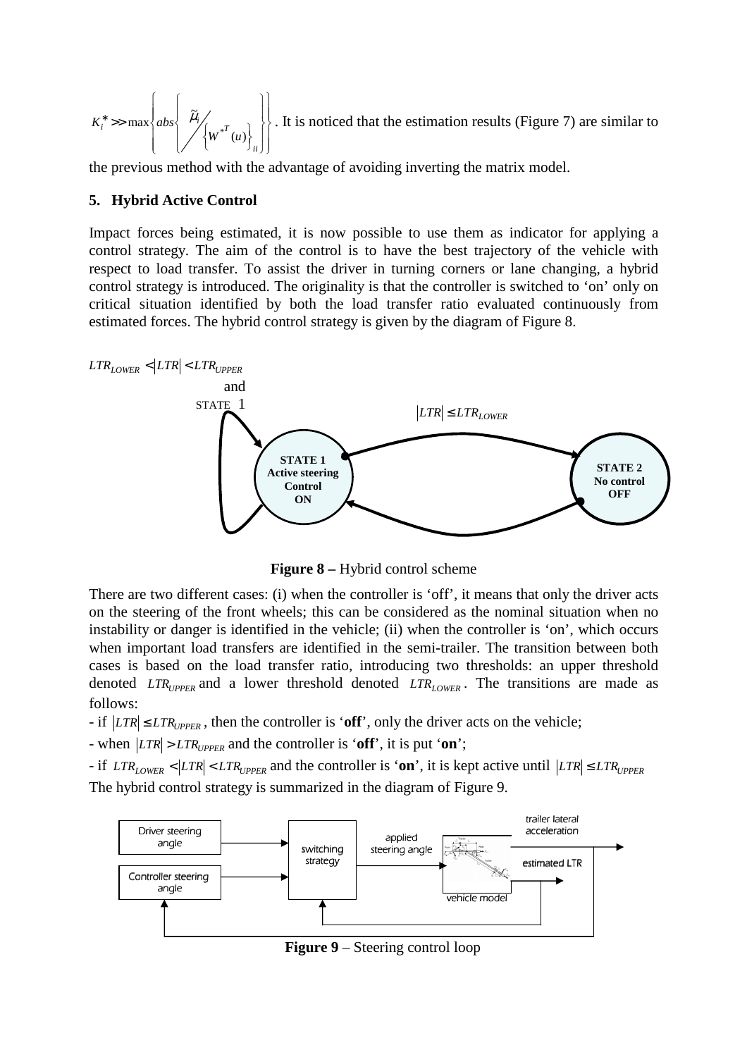$K_i^* >> \max\left\{ abs\left\{ \tilde{\mu}_i \Big/ \left\{ W^{*T}(u) \right\}_{ii} \right\} \right\}$. It is noticed that the estimation results (Figure 7) are similar to the previous method with the advantage of avoiding inverting the matrix model.

## 5. Hybrid Active Control

Impact forces being estimated, it is now possible to use them as indicator for applying a control strategy. The aim of the control is to have the best trajectory of the vehicle with respect to load transfer. To assist the driver in turning corners or lane changing, a hybrid control strategy is introduced. The originality is that the controller is switched to 'on' only on critical situation identified by both the load transfer ratio evaluated continuously from estimated forces. The hybrid control strategy is given by the diagram of Figure 8.

$LTR_{LOWER} < |LTR| < LTR_{UPPER}$ and STATE 1

$|LTR| \leq LTR_{LOWER}$

**STATE 1 Active steering Control ON**

**STATE 2 No control OFF**

**Figure 8 –** Hybrid control scheme

There are two different cases: (i) when the controller is 'off', it means that only the driver acts on the steering of the front wheels; this can be considered as the nominal situation when no instability or danger is identified in the vehicle; (ii) when the controller is 'on', which occurs when important load transfers are identified in the semi-trailer. The transition between both cases is based on the load transfer ratio, introducing two thresholds: an upper threshold denoted $LTR_{UPPER}$ and a lower threshold denoted $LTR_{LOWER}$. The transitions are made as follows:

- if $|LTR| \leq LTR_{UPPER}$, then the controller is '**off**', only the driver acts on the vehicle;
- when $|LTR| > LTR_{UPPER}$ and the controller is '**off**', it is put '**on**';
- if $LTR_{LOWER} < |LTR| < LTR_{UPPER}$ and the controller is '**on**', it is kept active until $|LTR| \leq LTR_{UPPER}$

The hybrid control strategy is summarized in the diagram of Figure 9.

Driver steering angle | Controller steering angle | switching strategy | applied steering angle | vehicle model | trailer lateral acceleration | estimated LTR

**Figure 9** – Steering control loop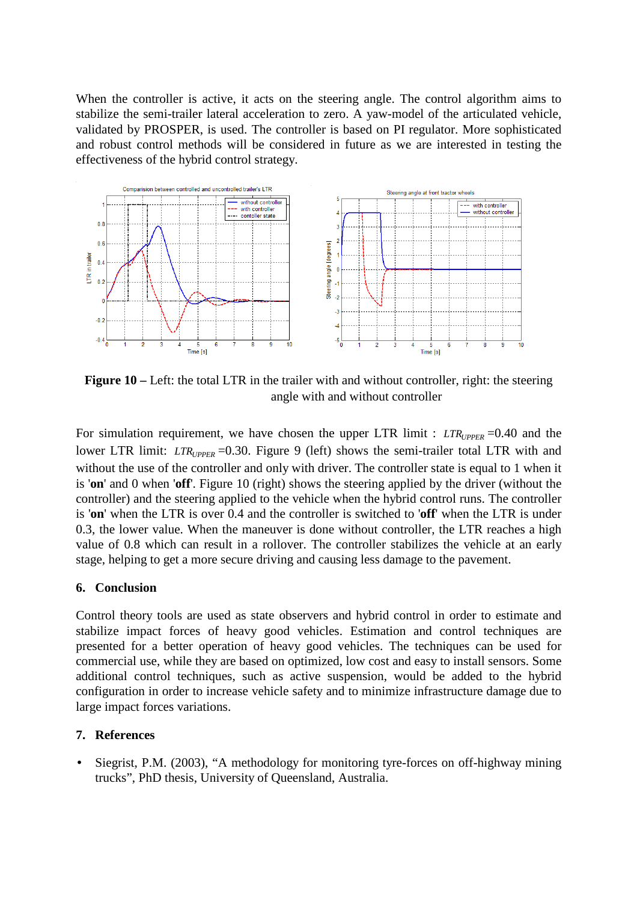When the controller is active, it acts on the steering angle. The control algorithm aims to stabilize the semi-trailer lateral acceleration to zero. A yaw-model of the articulated vehicle, validated by PROSPER, is used. The controller is based on PI regulator. More sophisticated and robust control methods will be considered in future as we are interested in testing the effectiveness of the hybrid control strategy.

**Figure 10 –** Left: the total LTR in the trailer with and without controller, right: the steering angle with and without controller

For simulation requirement, we have chosen the upper LTR limit : $LTR_{UPPER}$ =0.40 and the lower LTR limit: $LTR_{UPPER}$ =0.30. Figure 9 (left) shows the semi-trailer total LTR with and without the use of the controller and only with driver. The controller state is equal to 1 when it is '**on**' and 0 when '**off**'. Figure 10 (right) shows the steering applied by the driver (without the controller) and the steering applied to the vehicle when the hybrid control runs. The controller is '**on**' when the LTR is over 0.4 and the controller is switched to '**off**' when the LTR is under 0.3, the lower value. When the maneuver is done without controller, the LTR reaches a high value of 0.8 which can result in a rollover. The controller stabilizes the vehicle at an early stage, helping to get a more secure driving and causing less damage to the pavement.

## 6. Conclusion

Control theory tools are used as state observers and hybrid control in order to estimate and stabilize impact forces of heavy good vehicles. Estimation and control techniques are presented for a better operation of heavy good vehicles. The techniques can be used for commercial use, while they are based on optimized, low cost and easy to install sensors. Some additional control techniques, such as active suspension, would be added to the hybrid configuration in order to increase vehicle safety and to minimize infrastructure damage due to large impact forces variations.

## 7. References

- Siegrist, P.M. (2003), "A methodology for monitoring tyre-forces on off-highway mining trucks", PhD thesis, University of Queensland, Australia.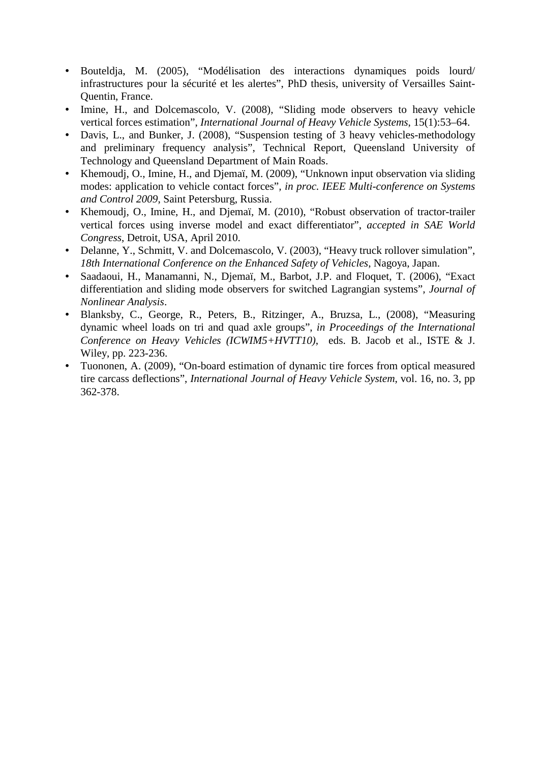- Bouteldja, M. (2005), "Modélisation des interactions dynamiques poids lourd/ infrastructures pour la sécurité et les alertes", PhD thesis, university of Versailles Saint-Quentin, France.
- Imine, H., and Dolcemascolo, V. (2008), "Sliding mode observers to heavy vehicle vertical forces estimation", *International Journal of Heavy Vehicle Systems*, 15(1):53–64.
- Davis, L., and Bunker, J. (2008), "Suspension testing of 3 heavy vehicles-methodology and preliminary frequency analysis", Technical Report, Queensland University of Technology and Queensland Department of Main Roads.
- Khemoudj, O., Imine, H., and Djemaï, M. (2009), "Unknown input observation via sliding modes: application to vehicle contact forces", *in proc. IEEE Multi-conference on Systems and Control 2009*, Saint Petersburg, Russia.
- Khemoudj, O., Imine, H., and Djemaï, M. (2010), "Robust observation of tractor-trailer vertical forces using inverse model and exact differentiator", *accepted in SAE World Congress*, Detroit, USA, April 2010.
- Delanne, Y., Schmitt, V. and Dolcemascolo, V. (2003), "Heavy truck rollover simulation", *18th International Conference on the Enhanced Safety of Vehicles*, Nagoya, Japan.
- Saadaoui, H., Manamanni, N., Djemaï, M., Barbot, J.P. and Floquet, T. (2006), "Exact differentiation and sliding mode observers for switched Lagrangian systems", *Journal of Nonlinear Analysis*.
- Blanksby, C., George, R., Peters, B., Ritzinger, A., Bruzsa, L., (2008), "Measuring dynamic wheel loads on tri and quad axle groups", *in Proceedings of the International Conference on Heavy Vehicles (ICWIM5+HVTT10)*, eds. B. Jacob et al., ISTE & J. Wiley, pp. 223-236.
- Tuononen, A. (2009), "On-board estimation of dynamic tire forces from optical measured tire carcass deflections", *International Journal of Heavy Vehicle System*, vol. 16, no. 3, pp 362-378.